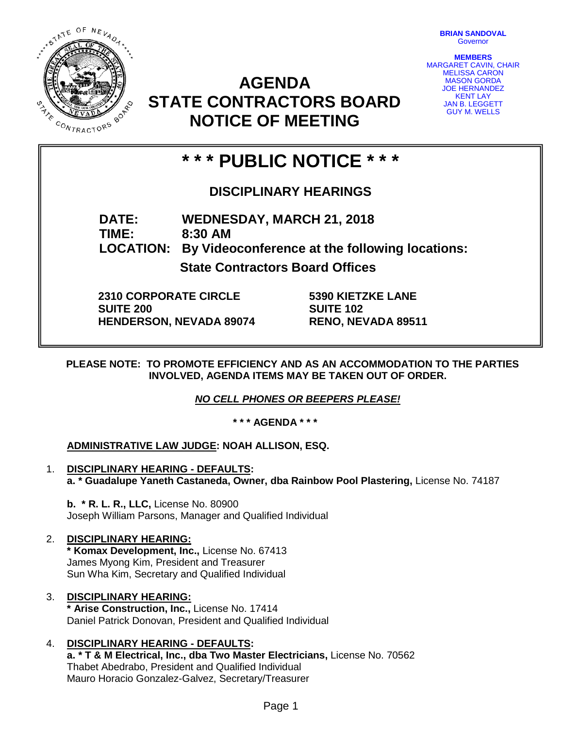**BRIAN SANDOVAL**
Governor

**MEMBERS**
MARGARET CAVIN, CHAIR
MELISSA CARON
MASON GORDA
JOE HERNANDEZ
KENT LAY
JAN B. LEGGETT
GUY M. WELLS

# AGENDA
# STATE CONTRACTORS BOARD
# NOTICE OF MEETING

## * * * PUBLIC NOTICE * * *

### DISCIPLINARY HEARINGS

**DATE:** **WEDNESDAY, MARCH 21, 2018**
**TIME:** **8:30 AM**
**LOCATION:** **By Videoconference at the following locations:**

**State Contractors Board Offices**

**2310 CORPORATE CIRCLE**
**SUITE 200**
**HENDERSON, NEVADA 89074**

**5390 KIETZKE LANE**
**SUITE 102**
**RENO, NEVADA 89511**

**PLEASE NOTE: TO PROMOTE EFFICIENCY AND AS AN ACCOMMODATION TO THE PARTIES INVOLVED, AGENDA ITEMS MAY BE TAKEN OUT OF ORDER.**

***NO CELL PHONES OR BEEPERS PLEASE!***

**\* \* \* AGENDA \* \* \***

**ADMINISTRATIVE LAW JUDGE: NOAH ALLISON, ESQ.**

1. **DISCIPLINARY HEARING - DEFAULTS:**
   **a. * Guadalupe Yaneth Castaneda, Owner, dba Rainbow Pool Plastering,** License No. 74187

   **b. * R. L. R., LLC,** License No. 80900
   Joseph William Parsons, Manager and Qualified Individual

2. **DISCIPLINARY HEARING:**
   **\* Komax Development, Inc.,** License No. 67413
   James Myong Kim, President and Treasurer
   Sun Wha Kim, Secretary and Qualified Individual

3. **DISCIPLINARY HEARING:**
   **\* Arise Construction, Inc.,** License No. 17414
   Daniel Patrick Donovan, President and Qualified Individual

4. **DISCIPLINARY HEARING - DEFAULTS:**
   **a. * T & M Electrical, Inc., dba Two Master Electricians,** License No. 70562
   Thabet Abedrabo, President and Qualified Individual
   Mauro Horacio Gonzalez-Galvez, Secretary/Treasurer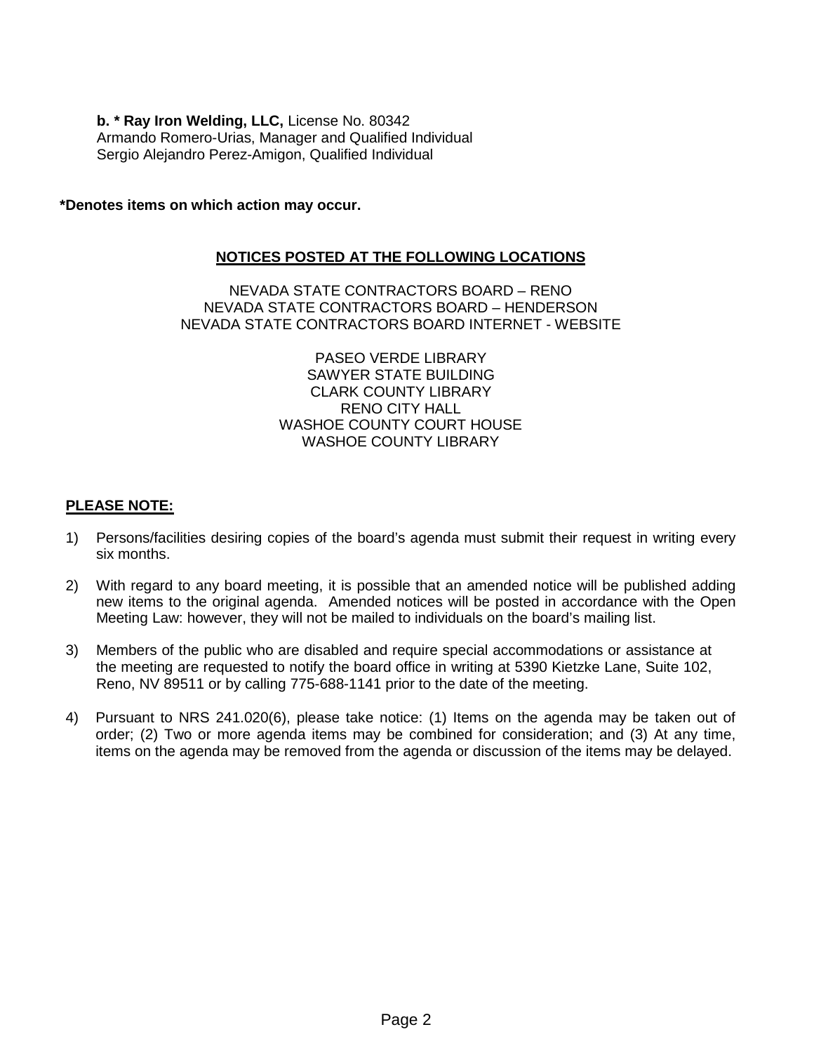**b. * Ray Iron Welding, LLC,** License No. 80342
Armando Romero-Urias, Manager and Qualified Individual
Sergio Alejandro Perez-Amigon, Qualified Individual

**\*Denotes items on which action may occur.**

**NOTICES POSTED AT THE FOLLOWING LOCATIONS**

NEVADA STATE CONTRACTORS BOARD – RENO
NEVADA STATE CONTRACTORS BOARD – HENDERSON
NEVADA STATE CONTRACTORS BOARD INTERNET - WEBSITE

PASEO VERDE LIBRARY
SAWYER STATE BUILDING
CLARK COUNTY LIBRARY
RENO CITY HALL
WASHOE COUNTY COURT HOUSE
WASHOE COUNTY LIBRARY

**PLEASE NOTE:**

1) Persons/facilities desiring copies of the board's agenda must submit their request in writing every six months.

2) With regard to any board meeting, it is possible that an amended notice will be published adding new items to the original agenda. Amended notices will be posted in accordance with the Open Meeting Law: however, they will not be mailed to individuals on the board's mailing list.

3) Members of the public who are disabled and require special accommodations or assistance at the meeting are requested to notify the board office in writing at 5390 Kietzke Lane, Suite 102, Reno, NV 89511 or by calling 775-688-1141 prior to the date of the meeting.

4) Pursuant to NRS 241.020(6), please take notice: (1) Items on the agenda may be taken out of order; (2) Two or more agenda items may be combined for consideration; and (3) At any time, items on the agenda may be removed from the agenda or discussion of the items may be delayed.